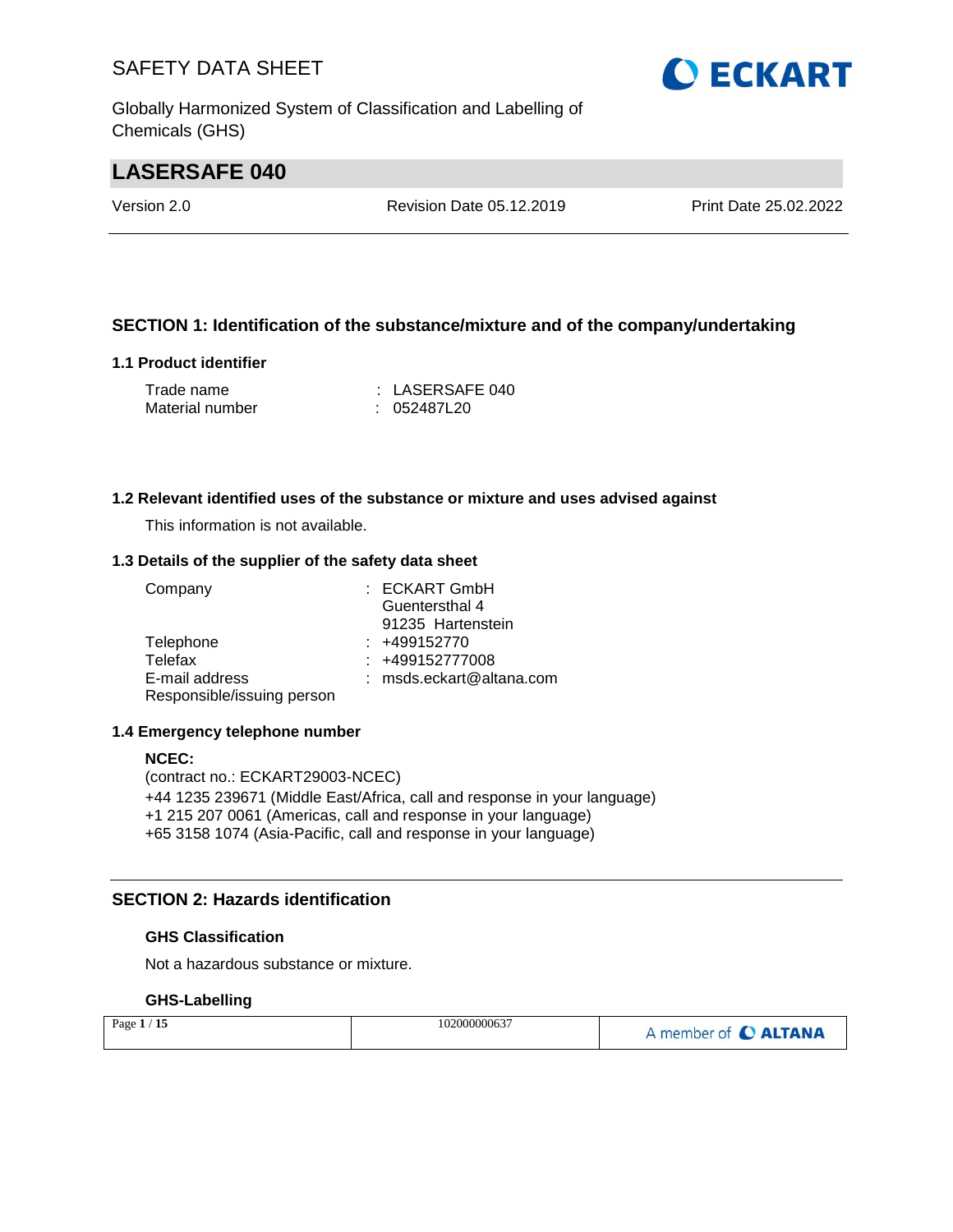# LASERSAFE 040

Version 2.0 | Revision Date 05.12.2019 | Print Date 25.02.2022

## SECTION 1: Identification of the substance/mixture and of the company/undertaking

### 1.1 Product identifier

Trade name : LASERSAFE 040
Material number : 052487L20

### 1.2 Relevant identified uses of the substance or mixture and uses advised against

This information is not available.

### 1.3 Details of the supplier of the safety data sheet

Company : ECKART GmbH
Guentersthal 4
91235 Hartenstein

Telephone : +499152770
Telefax : +499152777008
E-mail address : msds.eckart@altana.com
Responsible/issuing person

### 1.4 Emergency telephone number

**NCEC:**
(contract no.: ECKART29003-NCEC)
+44 1235 239671 (Middle East/Africa, call and response in your language)
+1 215 207 0061 (Americas, call and response in your language)
+65 3158 1074 (Asia-Pacific, call and response in your language)

## SECTION 2: Hazards identification

### GHS Classification

Not a hazardous substance or mixture.

### GHS-Labelling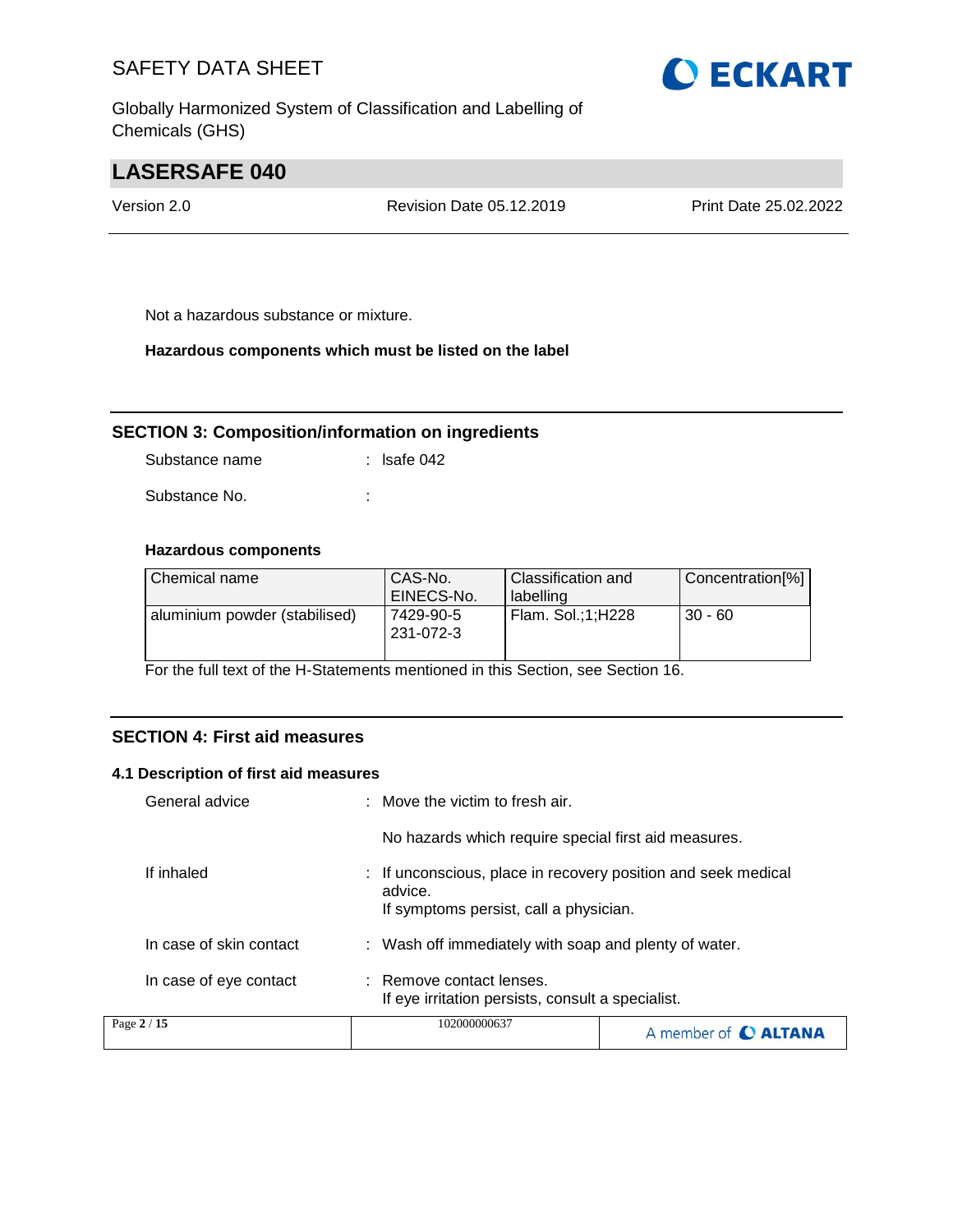Not a hazardous substance or mixture.

**Hazardous components which must be listed on the label**

## SECTION 3: Composition/information on ingredients

Substance name : lsafe 042

Substance No. :

**Hazardous components**

| Chemical name | CAS-No. EINECS-No. | Classification and labelling | Concentration[%] |
|---|---|---|---|
| aluminium powder (stabilised) | 7429-90-5 231-072-3 | Flam. Sol.;1;H228 | 30 - 60 |

For the full text of the H-Statements mentioned in this Section, see Section 16.

## SECTION 4: First aid measures

### 4.1 Description of first aid measures

General advice : Move the victim to fresh air.

No hazards which require special first aid measures.

If inhaled : If unconscious, place in recovery position and seek medical advice.
If symptoms persist, call a physician.

In case of skin contact : Wash off immediately with soap and plenty of water.

In case of eye contact : Remove contact lenses.
If eye irritation persists, consult a specialist.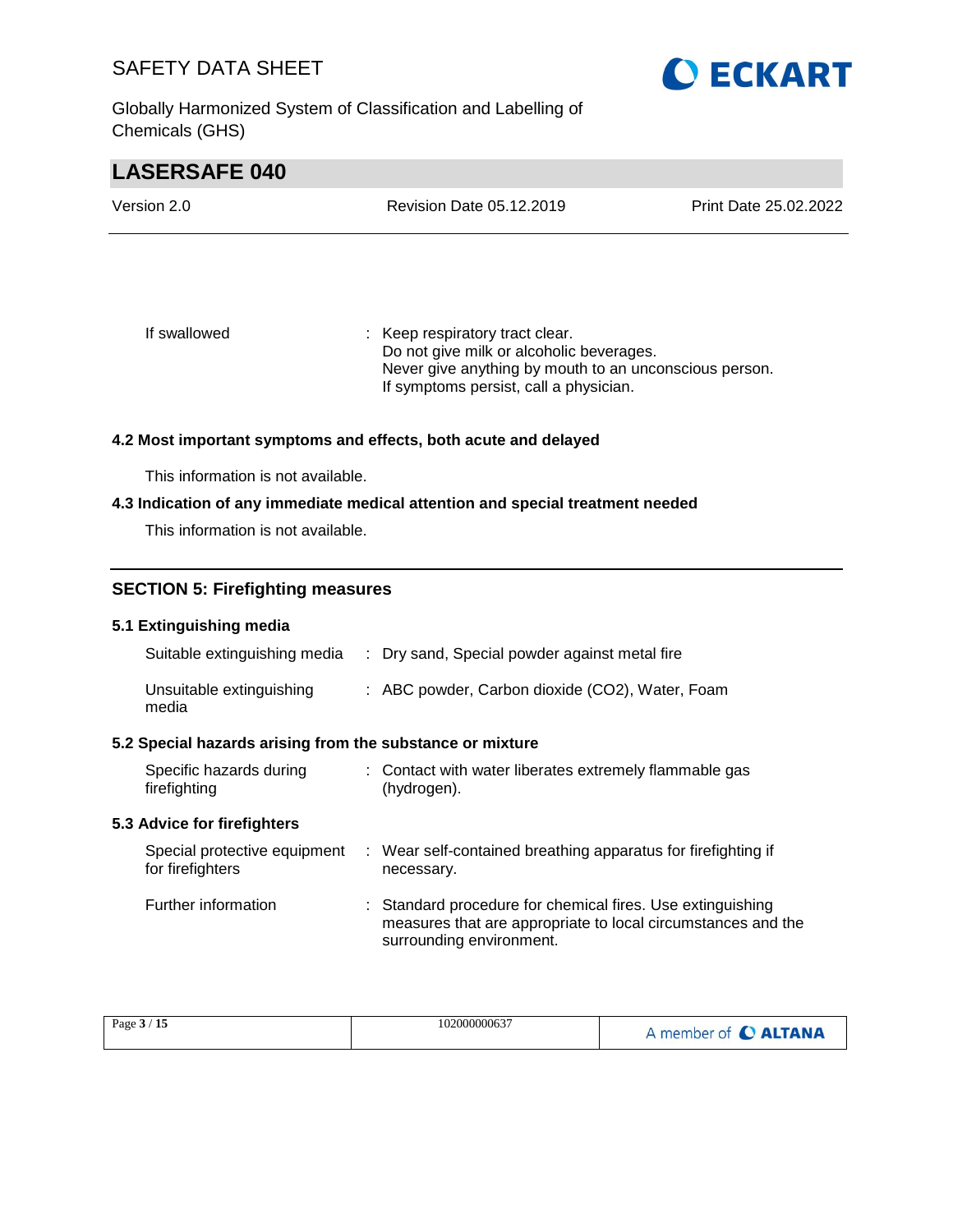| | |
|---|---|
| If swallowed | : Keep respiratory tract clear.<br>Do not give milk or alcoholic beverages.<br>Never give anything by mouth to an unconscious person.<br>If symptoms persist, call a physician. |

### 4.2 Most important symptoms and effects, both acute and delayed

This information is not available.

### 4.3 Indication of any immediate medical attention and special treatment needed

This information is not available.

## SECTION 5: Firefighting measures

### 5.1 Extinguishing media

| | |
|---|---|
| Suitable extinguishing media | : Dry sand, Special powder against metal fire |
| Unsuitable extinguishing media | : ABC powder, Carbon dioxide ($CO_2$), Water, Foam |

### 5.2 Special hazards arising from the substance or mixture

| | |
|---|---|
| Specific hazards during firefighting | : Contact with water liberates extremely flammable gas (hydrogen). |

### 5.3 Advice for firefighters

| | |
|---|---|
| Special protective equipment for firefighters | : Wear self-contained breathing apparatus for firefighting if necessary. |
| Further information | : Standard procedure for chemical fires. Use extinguishing measures that are appropriate to local circumstances and the surrounding environment. |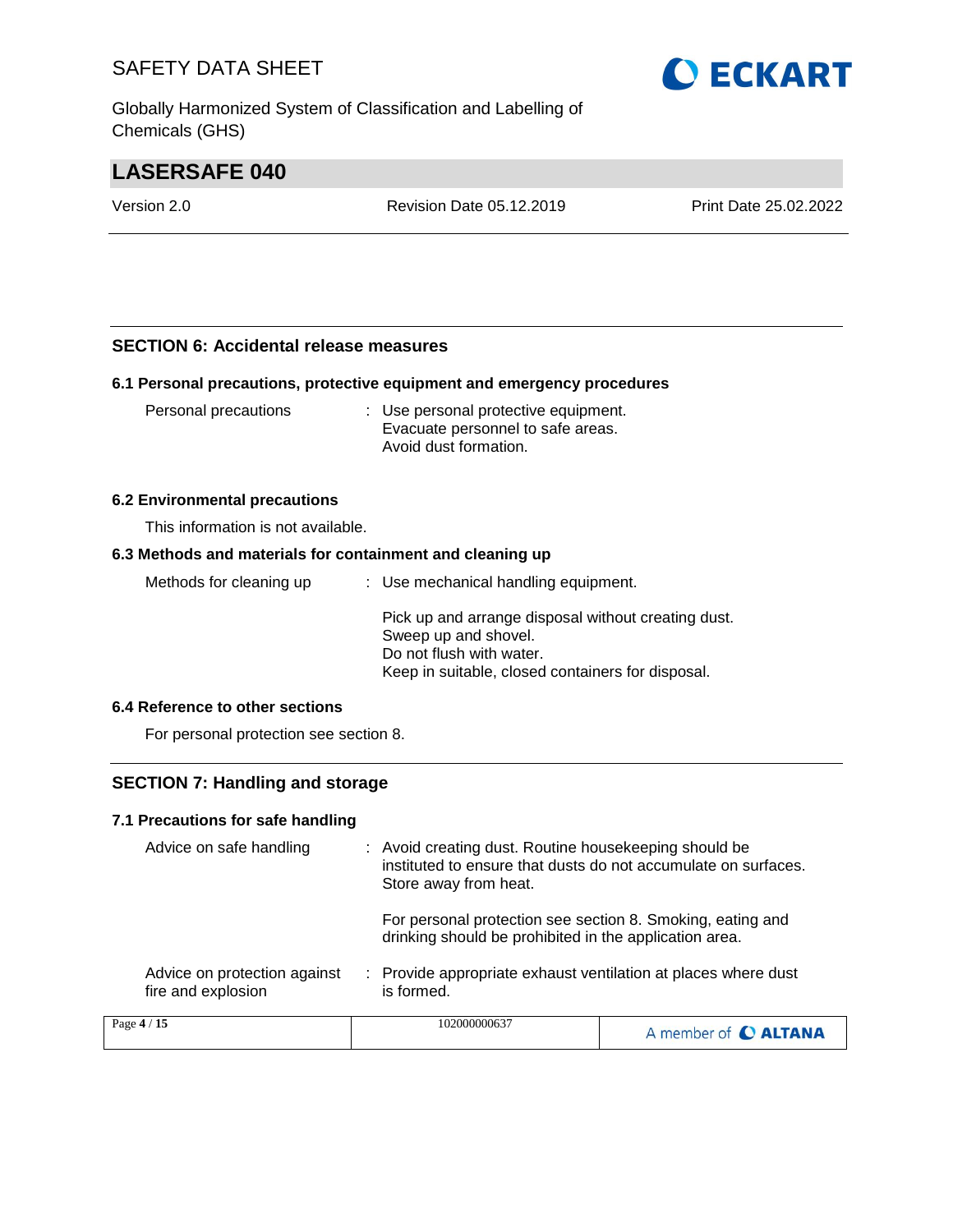## SECTION 6: Accidental release measures

### 6.1 Personal precautions, protective equipment and emergency procedures

| | | |
|---|---|---|
| Personal precautions | : | Use personal protective equipment.<br>Evacuate personnel to safe areas.<br>Avoid dust formation. |

### 6.2 Environmental precautions

This information is not available.

### 6.3 Methods and materials for containment and cleaning up

| | | |
|---|---|---|
| Methods for cleaning up | : | Use mechanical handling equipment.<br><br>Pick up and arrange disposal without creating dust.<br>Sweep up and shovel.<br>Do not flush with water.<br>Keep in suitable, closed containers for disposal. |

### 6.4 Reference to other sections

For personal protection see section 8.

## SECTION 7: Handling and storage

### 7.1 Precautions for safe handling

| | | |
|---|---|---|
| Advice on safe handling | : | Avoid creating dust. Routine housekeeping should be instituted to ensure that dusts do not accumulate on surfaces. Store away from heat.<br><br>For personal protection see section 8. Smoking, eating and drinking should be prohibited in the application area. |
| Advice on protection against fire and explosion | : | Provide appropriate exhaust ventilation at places where dust is formed. |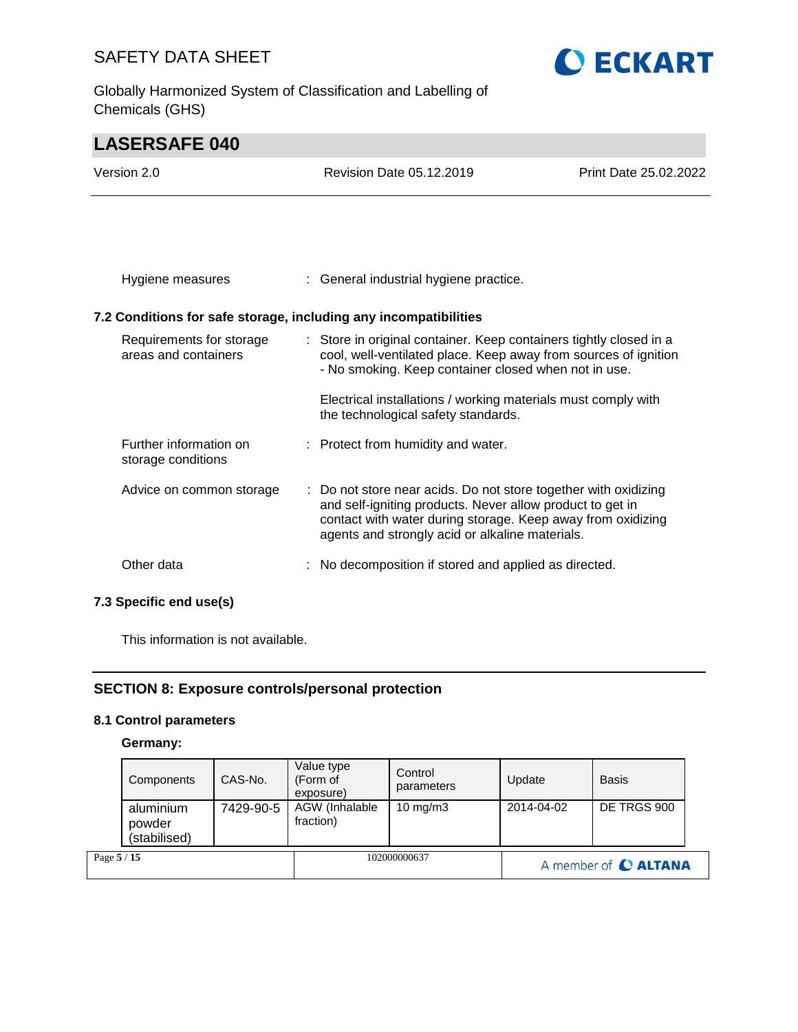Hygiene measures : General industrial hygiene practice.

### 7.2 Conditions for safe storage, including any incompatibilities

Requirements for storage areas and containers : Store in original container. Keep containers tightly closed in a cool, well-ventilated place. Keep away from sources of ignition - No smoking. Keep container closed when not in use.

Electrical installations / working materials must comply with the technological safety standards.

Further information on storage conditions : Protect from humidity and water.

Advice on common storage : Do not store near acids. Do not store together with oxidizing and self-igniting products. Never allow product to get in contact with water during storage. Keep away from oxidizing agents and strongly acid or alkaline materials.

Other data : No decomposition if stored and applied as directed.

### 7.3 Specific end use(s)

This information is not available.

## SECTION 8: Exposure controls/personal protection

### 8.1 Control parameters

**Germany:**

| Components | CAS-No. | Value type (Form of exposure) | Control parameters | Update | Basis |
|---|---|---|---|---|---|
| aluminium powder (stabilised) | 7429-90-5 | AGW (Inhalable fraction) | 10 mg/m3 | 2014-04-02 | DE TRGS 900 |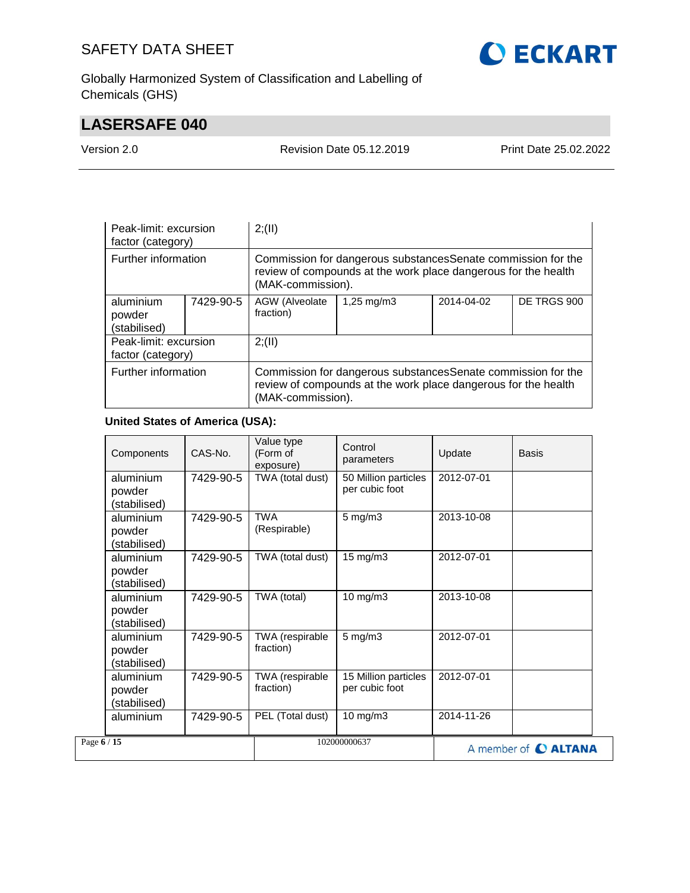| | | | | | |
|---|---|---|---|---|---|
| Peak-limit: excursion factor (category) | | 2;(II) | | | |
| Further information | | Commission for dangerous substancesSenate commission for the review of compounds at the work place dangerous for the health (MAK-commission). | | | |
| aluminium powder (stabilised) | 7429-90-5 | AGW (Alveolate fraction) | 1,25 mg/m3 | 2014-04-02 | DE TRGS 900 |
| Peak-limit: excursion factor (category) | | 2;(II) | | | |
| Further information | | Commission for dangerous substancesSenate commission for the review of compounds at the work place dangerous for the health (MAK-commission). | | | |

**United States of America (USA):**

| Components | CAS-No. | Value type (Form of exposure) | Control parameters | Update | Basis |
|---|---|---|---|---|---|
| aluminium powder (stabilised) | 7429-90-5 | TWA (total dust) | 50 Million particles per cubic foot | 2012-07-01 | |
| aluminium powder (stabilised) | 7429-90-5 | TWA (Respirable) | 5 mg/m3 | 2013-10-08 | |
| aluminium powder (stabilised) | 7429-90-5 | TWA (total dust) | 15 mg/m3 | 2012-07-01 | |
| aluminium powder (stabilised) | 7429-90-5 | TWA (total) | 10 mg/m3 | 2013-10-08 | |
| aluminium powder (stabilised) | 7429-90-5 | TWA (respirable fraction) | 5 mg/m3 | 2012-07-01 | |
| aluminium powder (stabilised) | 7429-90-5 | TWA (respirable fraction) | 15 Million particles per cubic foot | 2012-07-01 | |
| aluminium | 7429-90-5 | PEL (Total dust) | 10 mg/m3 | 2014-11-26 | |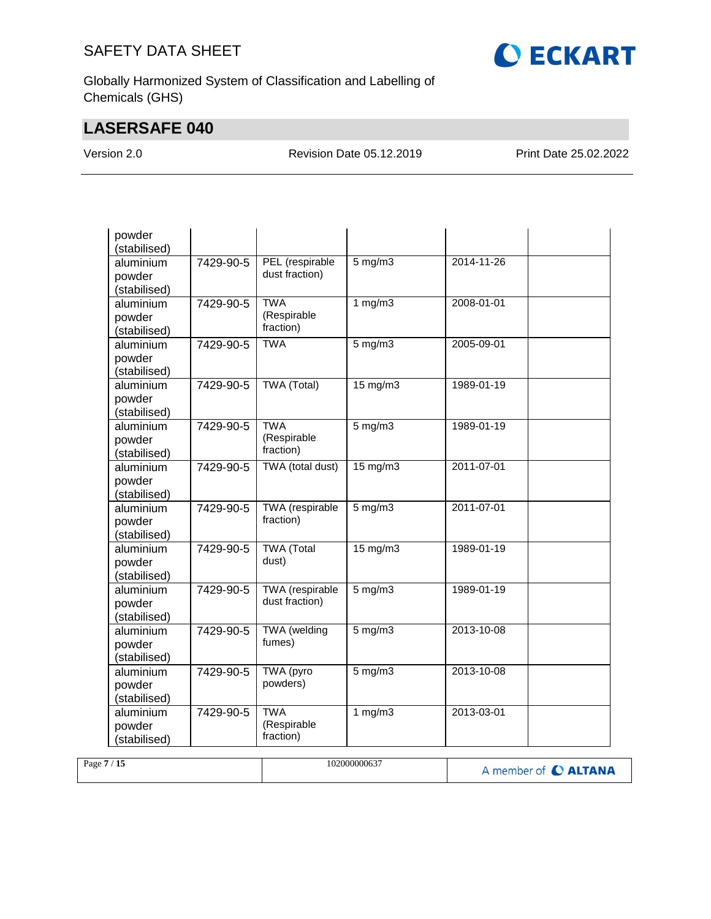| | | | | | |
|---|---|---|---|---|---|
| powder (stabilised) | | | | | |
| aluminium powder (stabilised) | 7429-90-5 | PEL (respirable dust fraction) | 5 mg/m3 | 2014-11-26 | |
| aluminium powder (stabilised) | 7429-90-5 | TWA (Respirable fraction) | 1 mg/m3 | 2008-01-01 | |
| aluminium powder (stabilised) | 7429-90-5 | TWA | 5 mg/m3 | 2005-09-01 | |
| aluminium powder (stabilised) | 7429-90-5 | TWA (Total) | 15 mg/m3 | 1989-01-19 | |
| aluminium powder (stabilised) | 7429-90-5 | TWA (Respirable fraction) | 5 mg/m3 | 1989-01-19 | |
| aluminium powder (stabilised) | 7429-90-5 | TWA (total dust) | 15 mg/m3 | 2011-07-01 | |
| aluminium powder (stabilised) | 7429-90-5 | TWA (respirable fraction) | 5 mg/m3 | 2011-07-01 | |
| aluminium powder (stabilised) | 7429-90-5 | TWA (Total dust) | 15 mg/m3 | 1989-01-19 | |
| aluminium powder (stabilised) | 7429-90-5 | TWA (respirable dust fraction) | 5 mg/m3 | 1989-01-19 | |
| aluminium powder (stabilised) | 7429-90-5 | TWA (welding fumes) | 5 mg/m3 | 2013-10-08 | |
| aluminium powder (stabilised) | 7429-90-5 | TWA (pyro powders) | 5 mg/m3 | 2013-10-08 | |
| aluminium powder (stabilised) | 7429-90-5 | TWA (Respirable fraction) | 1 mg/m3 | 2013-03-01 | |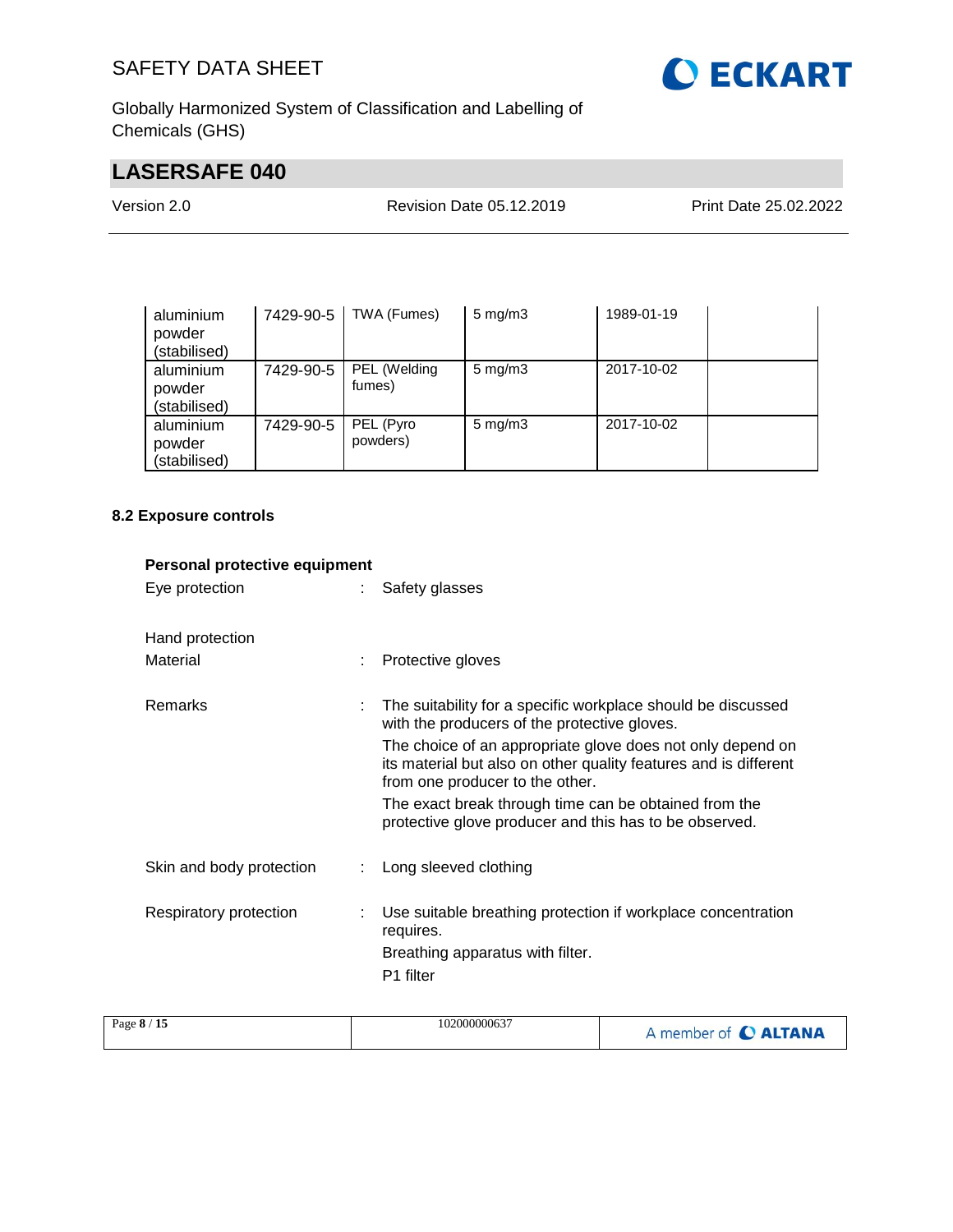| | | | | | |
|---|---|---|---|---|---|
| aluminium powder (stabilised) | 7429-90-5 | TWA (Fumes) | 5 mg/m3 | 1989-01-19 | |
| aluminium powder (stabilised) | 7429-90-5 | PEL (Welding fumes) | 5 mg/m3 | 2017-10-02 | |
| aluminium powder (stabilised) | 7429-90-5 | PEL (Pyro powders) | 5 mg/m3 | 2017-10-02 | |

**8.2 Exposure controls**

**Personal protective equipment**

Eye protection : Safety glasses

Hand protection

Material : Protective gloves

Remarks : The suitability for a specific workplace should be discussed with the producers of the protective gloves.
The choice of an appropriate glove does not only depend on its material but also on other quality features and is different from one producer to the other.
The exact break through time can be obtained from the protective glove producer and this has to be observed.

Skin and body protection : Long sleeved clothing

Respiratory protection : Use suitable breathing protection if workplace concentration requires.
Breathing apparatus with filter.
P1 filter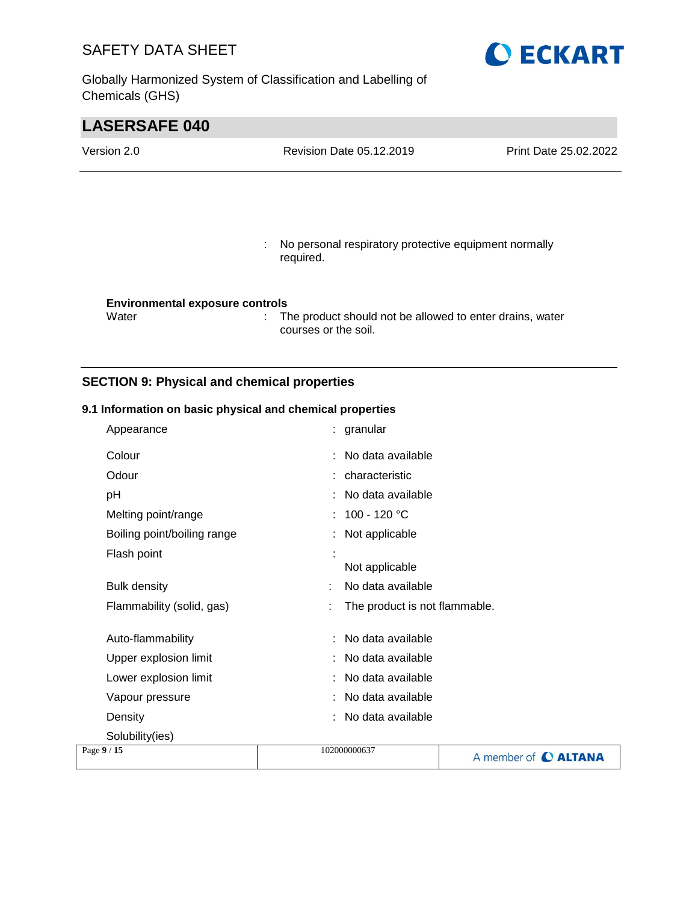: No personal respiratory protective equipment normally required.

**Environmental exposure controls**

| | |
|---|---|
| Water | : The product should not be allowed to enter drains, water courses or the soil. |

## SECTION 9: Physical and chemical properties

### 9.1 Information on basic physical and chemical properties

| | |
|---|---|
| Appearance | : granular |
| Colour | : No data available |
| Odour | : characteristic |
| pH | : No data available |
| Melting point/range | : 100 - 120 °C |
| Boiling point/boiling range | : Not applicable |
| Flash point | : Not applicable |
| Bulk density | : No data available |
| Flammability (solid, gas) | : The product is not flammable. |
| Auto-flammability | : No data available |
| Upper explosion limit | : No data available |
| Lower explosion limit | : No data available |
| Vapour pressure | : No data available |
| Density | : No data available |
| Solubility(ies) | |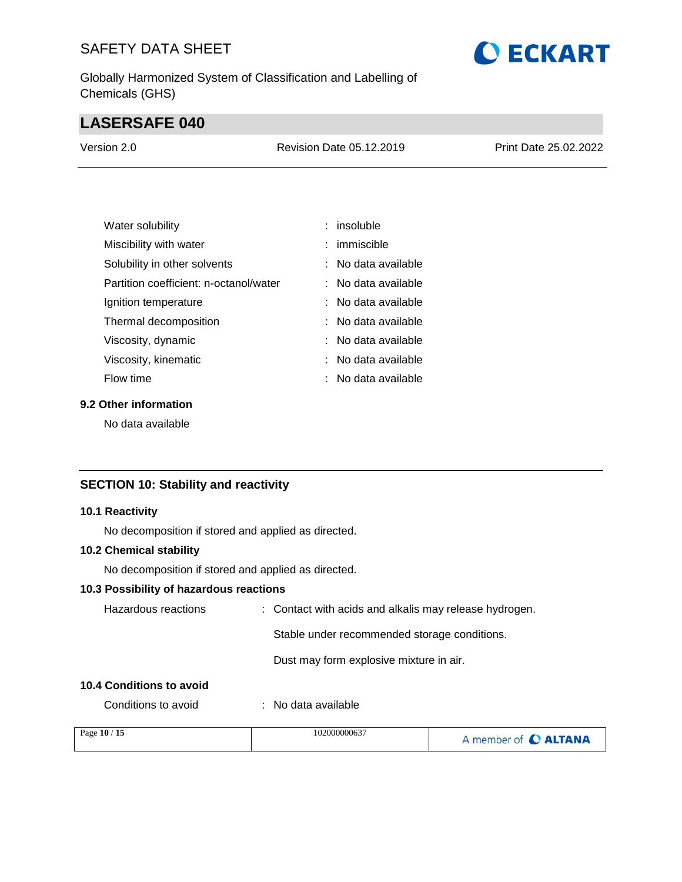| | | |
|---|---|---|
| Water solubility | : | insoluble |
| Miscibility with water | : | immiscible |
| Solubility in other solvents | : | No data available |
| Partition coefficient: n-octanol/water | : | No data available |
| Ignition temperature | : | No data available |
| Thermal decomposition | : | No data available |
| Viscosity, dynamic | : | No data available |
| Viscosity, kinematic | : | No data available |
| Flow time | : | No data available |

### 9.2 Other information

No data available

## SECTION 10: Stability and reactivity

### 10.1 Reactivity

No decomposition if stored and applied as directed.

### 10.2 Chemical stability

No decomposition if stored and applied as directed.

### 10.3 Possibility of hazardous reactions

Hazardous reactions : Contact with acids and alkalis may release hydrogen.

Stable under recommended storage conditions.

Dust may form explosive mixture in air.

### 10.4 Conditions to avoid

Conditions to avoid : No data available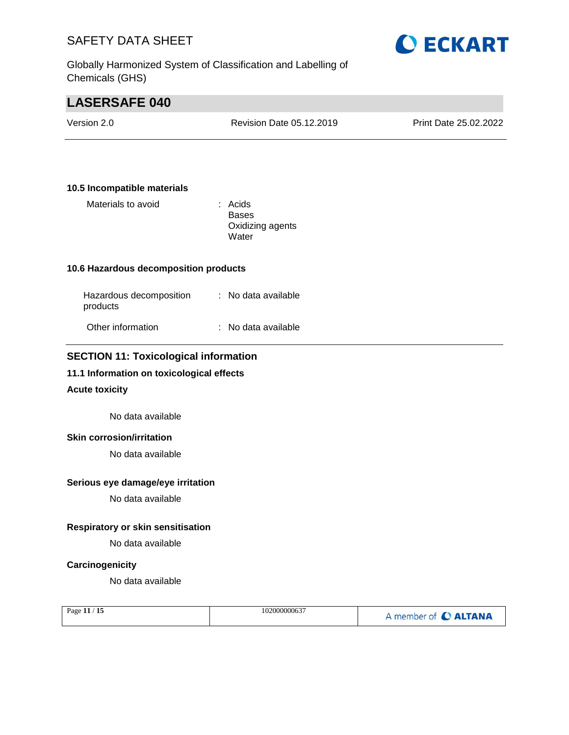### 10.5 Incompatible materials

Materials to avoid : Acids
Bases
Oxidizing agents
Water

### 10.6 Hazardous decomposition products

Hazardous decomposition products : No data available

Other information : No data available

## SECTION 11: Toxicological information

### 11.1 Information on toxicological effects

**Acute toxicity**

No data available

**Skin corrosion/irritation**

No data available

**Serious eye damage/eye irritation**

No data available

**Respiratory or skin sensitisation**

No data available

**Carcinogenicity**

No data available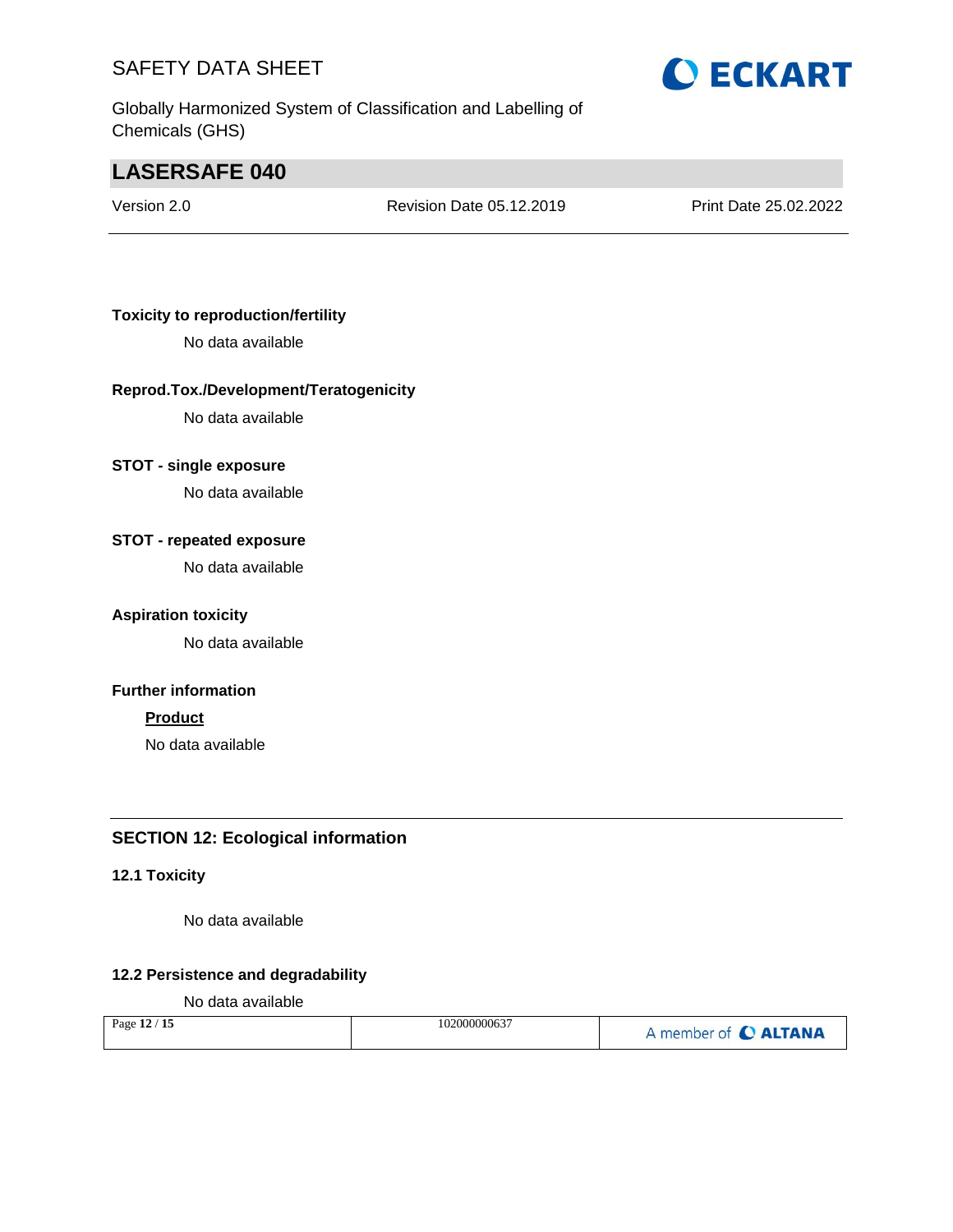**Toxicity to reproduction/fertility**

No data available

**Reprod.Tox./Development/Teratogenicity**

No data available

**STOT - single exposure**

No data available

**STOT - repeated exposure**

No data available

**Aspiration toxicity**

No data available

**Further information**

**Product**

No data available

## SECTION 12: Ecological information

### 12.1 Toxicity

No data available

### 12.2 Persistence and degradability

No data available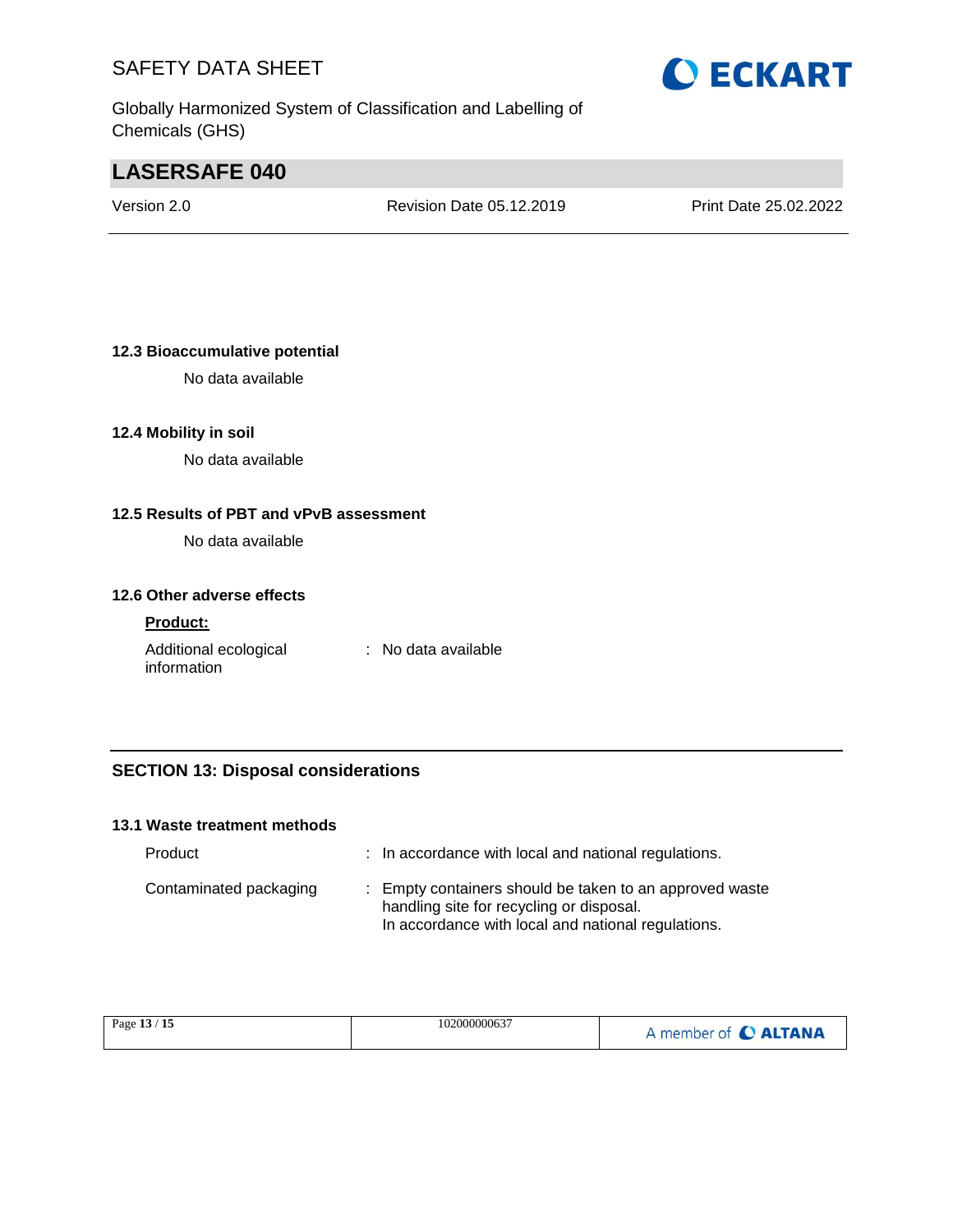### 12.3 Bioaccumulative potential

No data available

### 12.4 Mobility in soil

No data available

### 12.5 Results of PBT and vPvB assessment

No data available

### 12.6 Other adverse effects

**Product:**

| | | |
|---|---|---|
| Additional ecological information | : | No data available |

## SECTION 13: Disposal considerations

### 13.1 Waste treatment methods

| | | |
|---|---|---|
| Product | : | In accordance with local and national regulations. |
| Contaminated packaging | : | Empty containers should be taken to an approved waste handling site for recycling or disposal.<br>In accordance with local and national regulations. |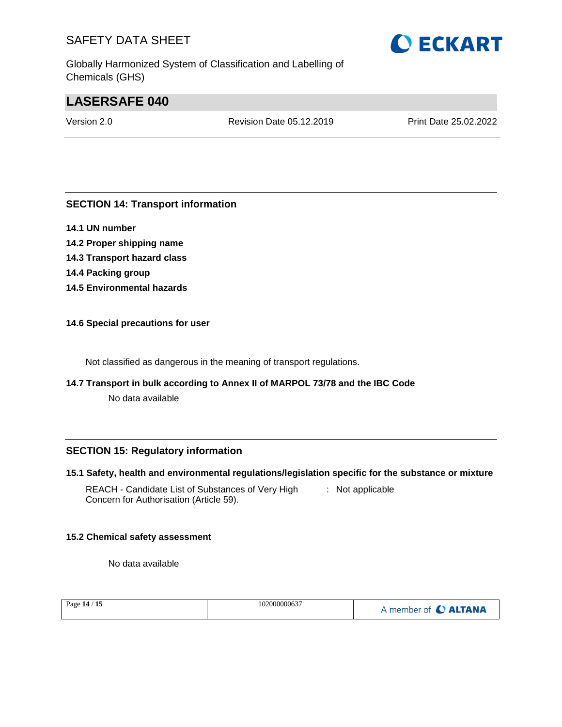## SECTION 14: Transport information

**14.1 UN number**

**14.2 Proper shipping name**

**14.3 Transport hazard class**

**14.4 Packing group**

**14.5 Environmental hazards**

**14.6 Special precautions for user**

Not classified as dangerous in the meaning of transport regulations.

**14.7 Transport in bulk according to Annex II of MARPOL 73/78 and the IBC Code**

No data available

## SECTION 15: Regulatory information

**15.1 Safety, health and environmental regulations/legislation specific for the substance or mixture**

REACH - Candidate List of Substances of Very High Concern for Authorisation (Article 59). : Not applicable

**15.2 Chemical safety assessment**

No data available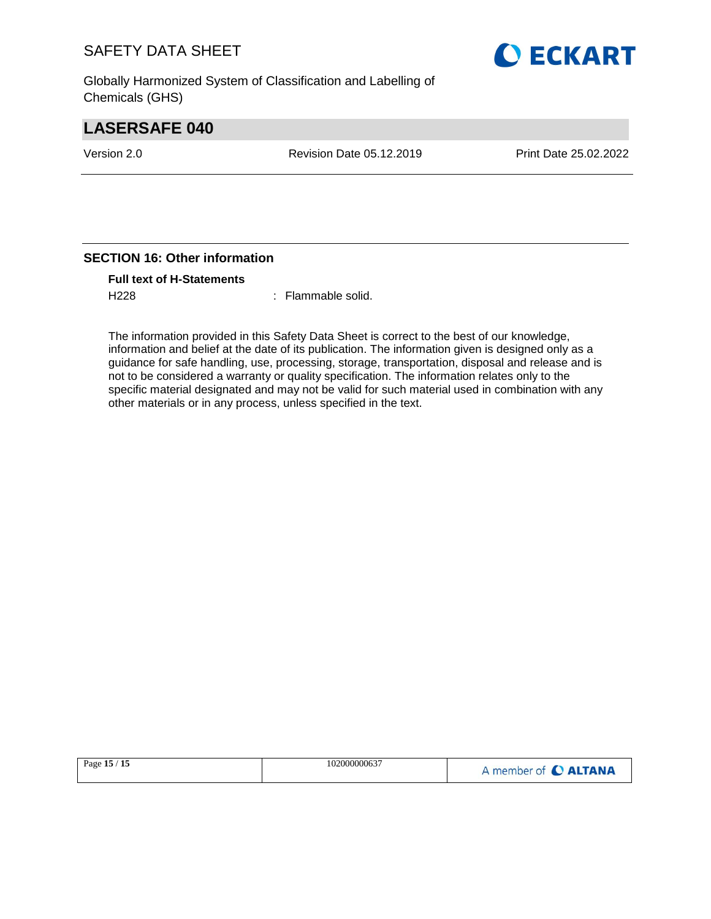## SECTION 16: Other information

**Full text of H-Statements**

H228 : Flammable solid.

The information provided in this Safety Data Sheet is correct to the best of our knowledge, information and belief at the date of its publication. The information given is designed only as a guidance for safe handling, use, processing, storage, transportation, disposal and release and is not to be considered a warranty or quality specification. The information relates only to the specific material designated and may not be valid for such material used in combination with any other materials or in any process, unless specified in the text.